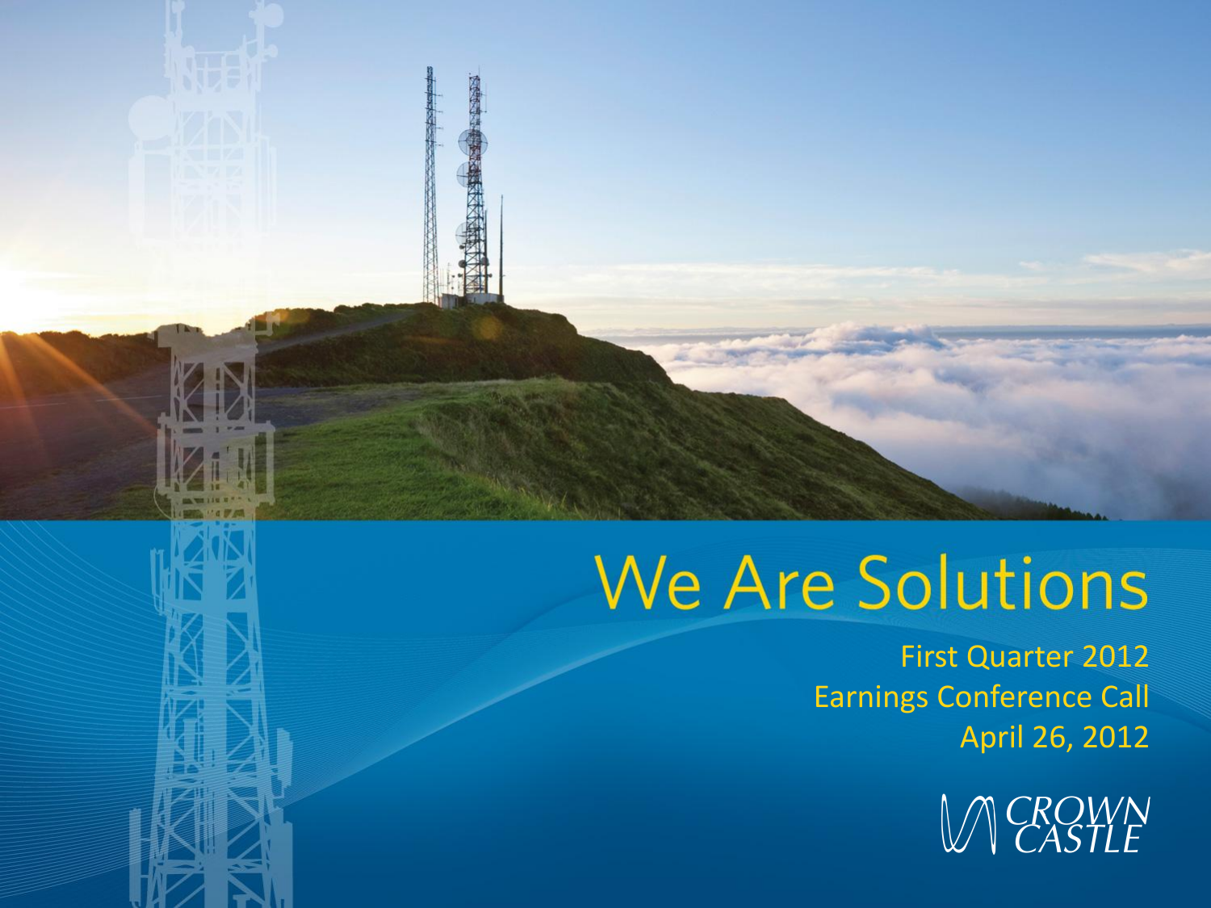# We Are Solutions

First Quarter 2012
Earnings Conference Call
April 26, 2012

CROWN CASTLE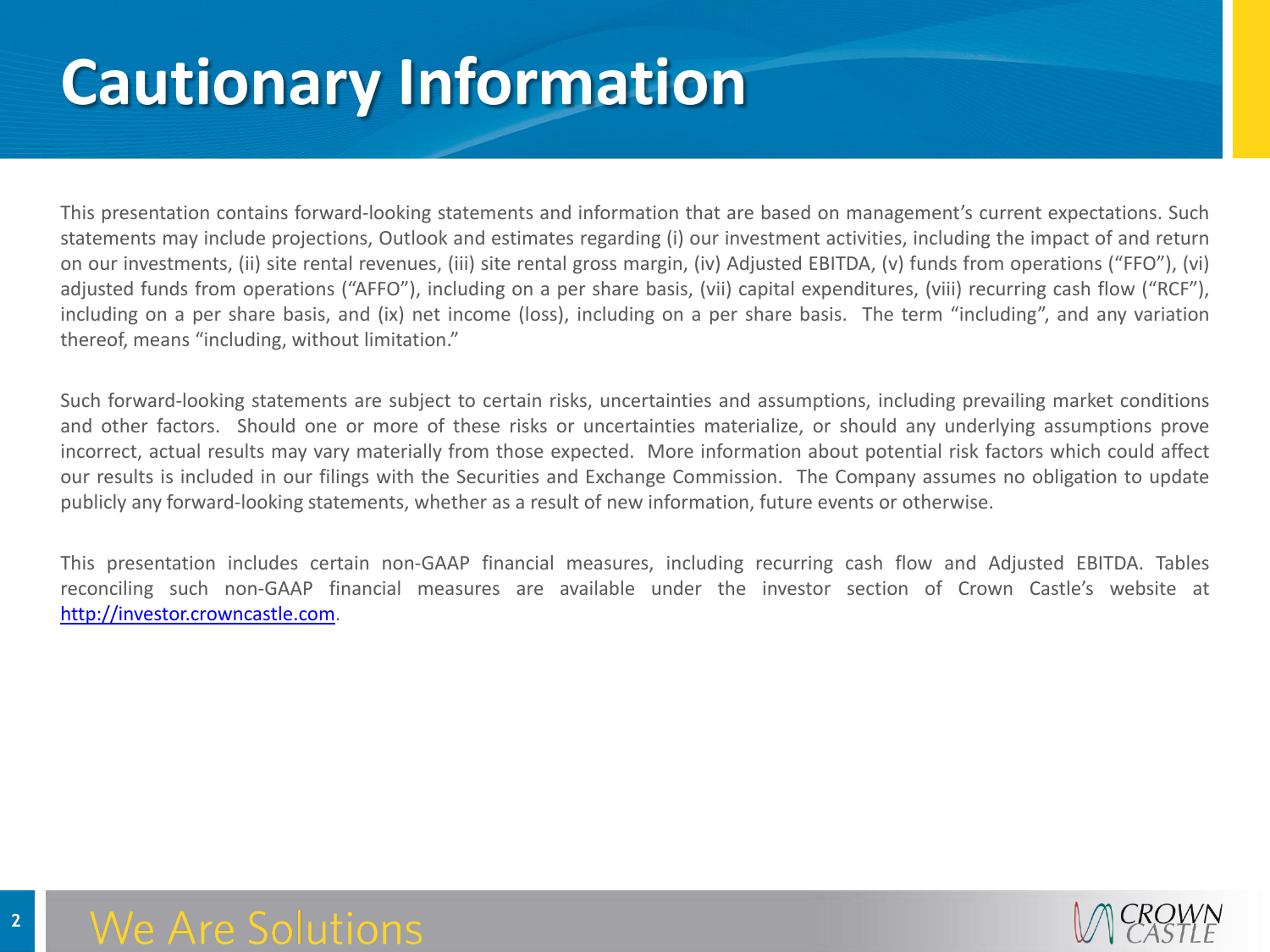# Cautionary Information

This presentation contains forward-looking statements and information that are based on management's current expectations. Such statements may include projections, Outlook and estimates regarding (i) our investment activities, including the impact of and return on our investments, (ii) site rental revenues, (iii) site rental gross margin, (iv) Adjusted EBITDA, (v) funds from operations ("FFO"), (vi) adjusted funds from operations ("AFFO"), including on a per share basis, (vii) capital expenditures, (viii) recurring cash flow ("RCF"), including on a per share basis, and (ix) net income (loss), including on a per share basis. The term "including", and any variation thereof, means "including, without limitation."

Such forward-looking statements are subject to certain risks, uncertainties and assumptions, including prevailing market conditions and other factors. Should one or more of these risks or uncertainties materialize, or should any underlying assumptions prove incorrect, actual results may vary materially from those expected. More information about potential risk factors which could affect our results is included in our filings with the Securities and Exchange Commission. The Company assumes no obligation to update publicly any forward-looking statements, whether as a result of new information, future events or otherwise.

This presentation includes certain non-GAAP financial measures, including recurring cash flow and Adjusted EBITDA. Tables reconciling such non-GAAP financial measures are available under the investor section of Crown Castle's website at http://investor.crowncastle.com.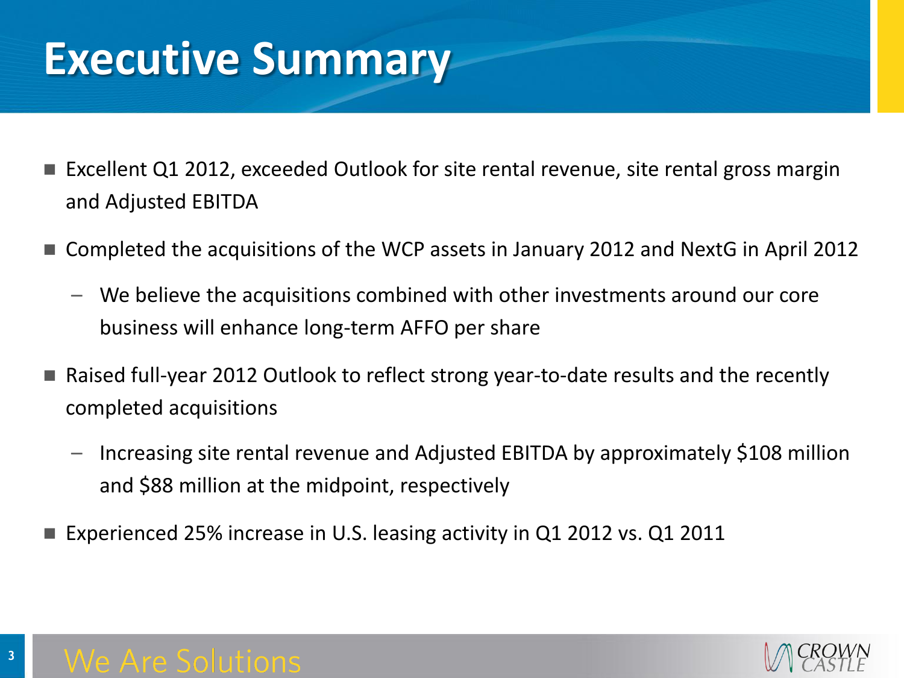# Executive Summary

- Excellent Q1 2012, exceeded Outlook for site rental revenue, site rental gross margin and Adjusted EBITDA
- Completed the acquisitions of the WCP assets in January 2012 and NextG in April 2012
  - We believe the acquisitions combined with other investments around our core business will enhance long-term AFFO per share
- Raised full-year 2012 Outlook to reflect strong year-to-date results and the recently completed acquisitions
  - Increasing site rental revenue and Adjusted EBITDA by approximately $108 million and $88 million at the midpoint, respectively
- Experienced 25% increase in U.S. leasing activity in Q1 2012 vs. Q1 2011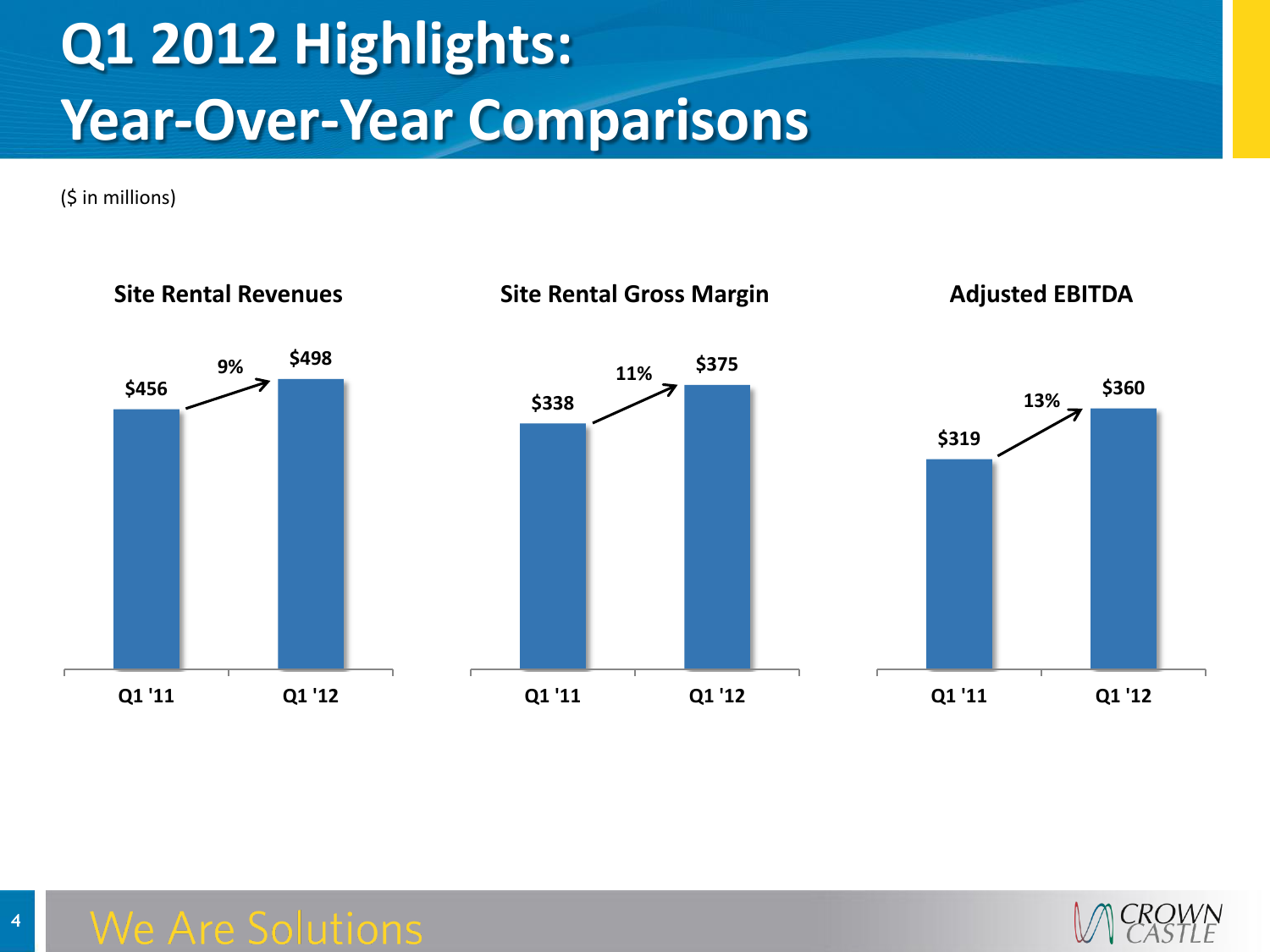# Q1 2012 Highlights: Year-Over-Year Comparisons

($ in millions)

### Site Rental Revenues

| | Q1 '11 | Q1 '12 |
|---|---|---|
| Site Rental Revenues | $456 | $498 |

Growth: 9%

### Site Rental Gross Margin

| | Q1 '11 | Q1 '12 |
|---|---|---|
| Site Rental Gross Margin | $338 | $375 |

Growth: 11%

### Adjusted EBITDA

| | Q1 '11 | Q1 '12 |
|---|---|---|
| Adjusted EBITDA | $319 | $360 |

Growth: 13%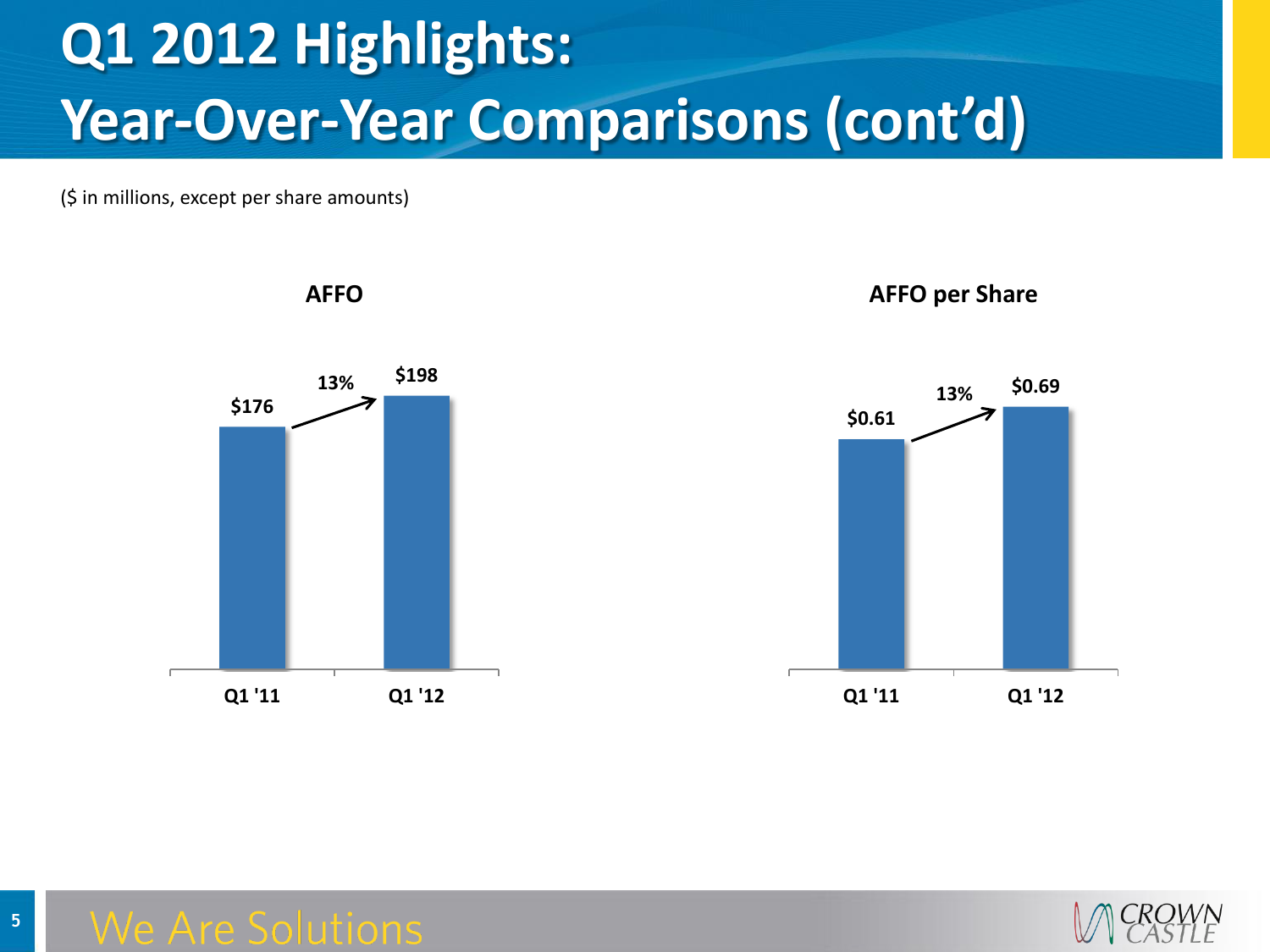# Q1 2012 Highlights: Year-Over-Year Comparisons (cont'd)

($ in millions, except per share amounts)

**AFFO**

| | Q1 '11 | Q1 '12 |
|---|---|---|
| AFFO | $176 | $198 |
| Growth | | 13% |

**AFFO per Share**

| | Q1 '11 | Q1 '12 |
|---|---|---|
| AFFO per Share | $0.61 | $0.69 |
| Growth | | 13% |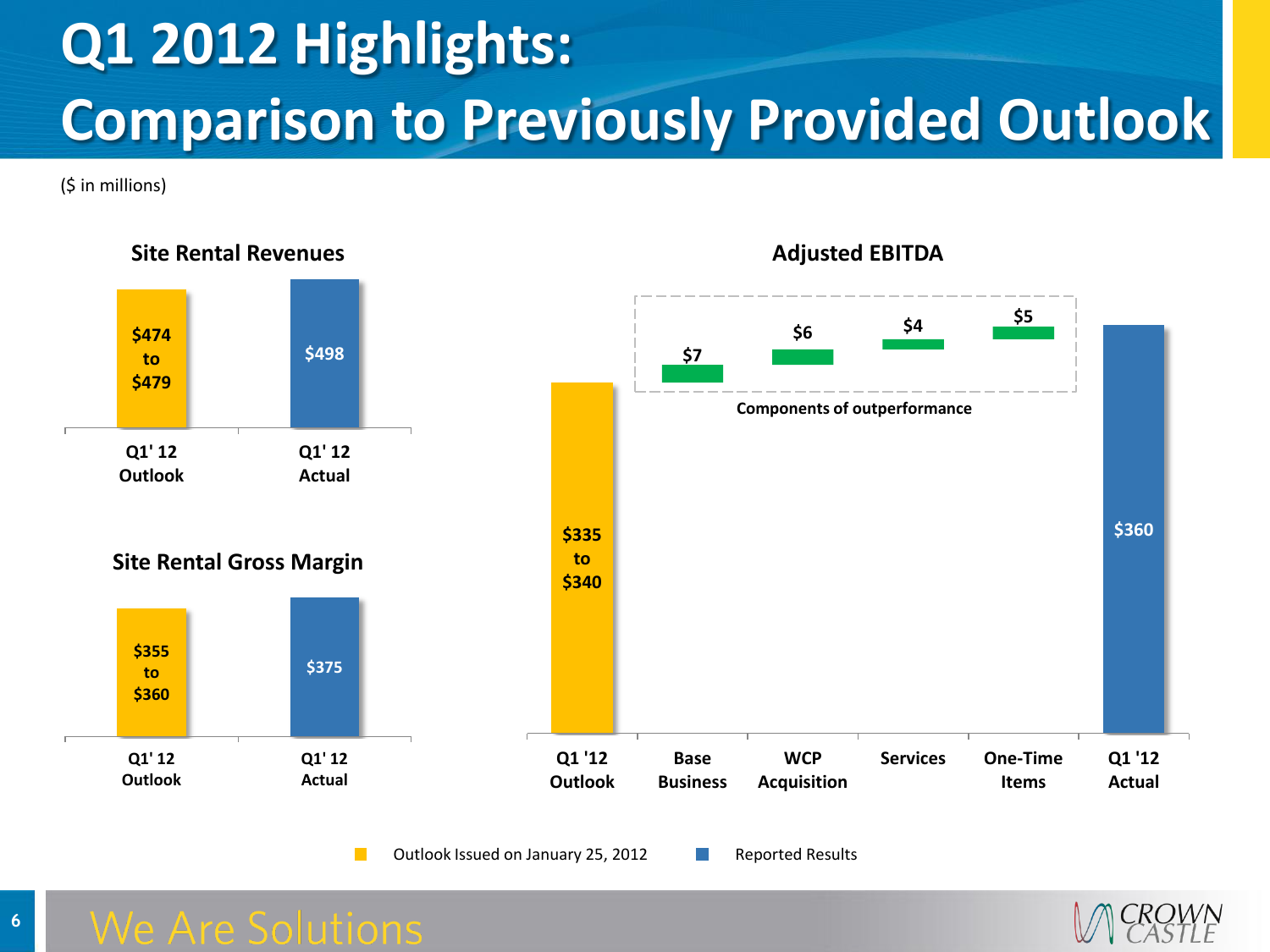# Q1 2012 Highlights: Comparison to Previously Provided Outlook

($ in millions)

### Site Rental Revenues

| | Q1' 12 Outlook | Q1' 12 Actual |
|---|---|---|
| Site Rental Revenues | $474 to $479 | $498 |

### Site Rental Gross Margin

| | Q1' 12 Outlook | Q1' 12 Actual |
|---|---|---|
| Site Rental Gross Margin | $355 to $360 | $375 |

### Adjusted EBITDA

| Q1 '12 Outlook | Base Business | WCP Acquisition | Services | One-Time Items | Q1 '12 Actual |
|---|---|---|---|---|---|
| $335 to $340 | $7 | $6 | $4 | $5 | $360 |

Components of outperformance: Base Business, WCP Acquisition, Services, One-Time Items

Outlook Issued on January 25, 2012 | Reported Results

We Are Solutions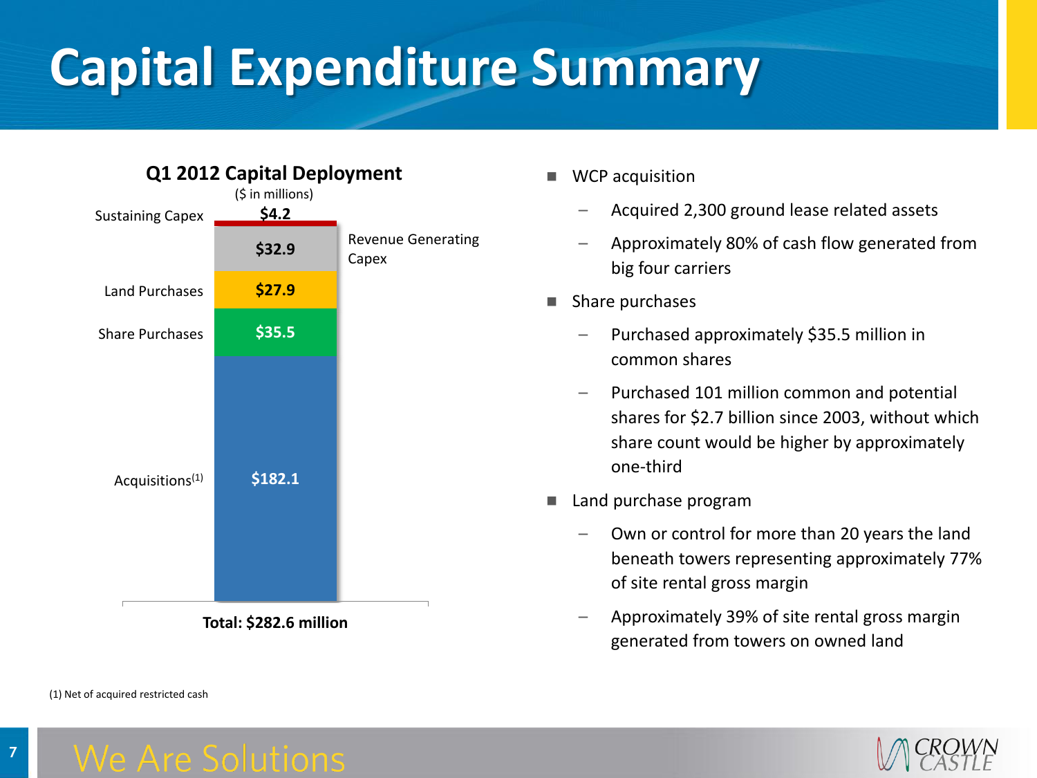# Capital Expenditure Summary

## Q1 2012 Capital Deployment

($ in millions)

| Category | Amount |
|---|---|
| Sustaining Capex | $4.2 |
| Revenue Generating Capex | $32.9 |
| Land Purchases | $27.9 |
| Share Purchases | $35.5 |
| Acquisitions[1] | $182.1 |

**Total: $282.6 million**

- WCP acquisition
  - Acquired 2,300 ground lease related assets
  - Approximately 80% of cash flow generated from big four carriers
- Share purchases
  - Purchased approximately $35.5 million in common shares
  - Purchased 101 million common and potential shares for $2.7 billion since 2003, without which share count would be higher by approximately one-third
- Land purchase program
  - Own or control for more than 20 years the land beneath towers representing approximately 77% of site rental gross margin
  - Approximately 39% of site rental gross margin generated from towers on owned land

(1) Net of acquired restricted cash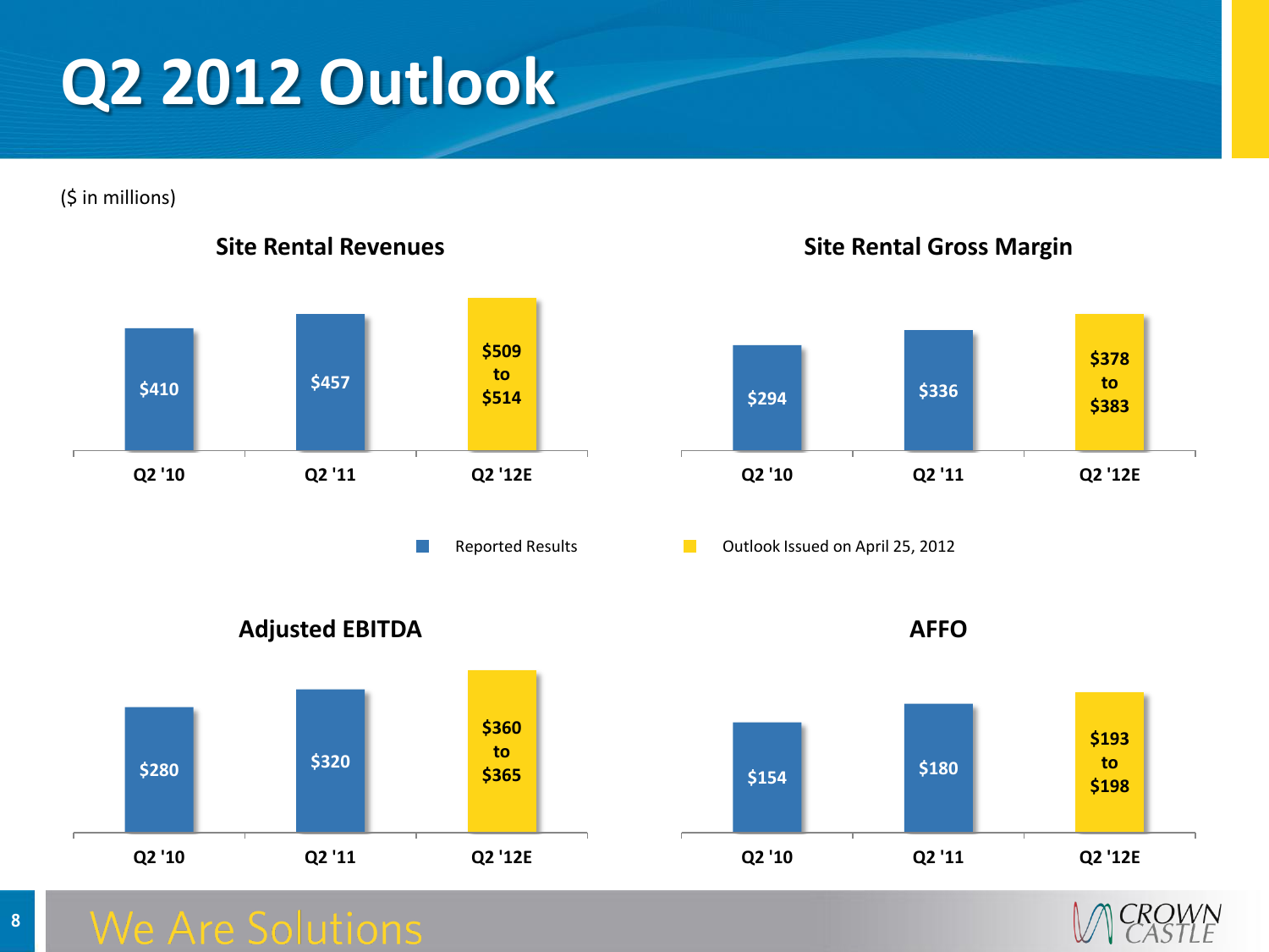# Q2 2012 Outlook

($ in millions)

### Site Rental Revenues

| Q2 '10 | Q2 '11 | Q2 '12E |
|---|---|---|
| $410 | $457 | $509 to $514 |

### Site Rental Gross Margin

| Q2 '10 | Q2 '11 | Q2 '12E |
|---|---|---|
| $294 | $336 | $378 to $383 |

Reported Results (Q2 '10, Q2 '11) | Outlook Issued on April 25, 2012 (Q2 '12E)

### Adjusted EBITDA

| Q2 '10 | Q2 '11 | Q2 '12E |
|---|---|---|
| $280 | $320 | $360 to $365 |

### AFFO

| Q2 '10 | Q2 '11 | Q2 '12E |
|---|---|---|
| $154 | $180 | $193 to $198 |

We Are Solutions

CROWN CASTLE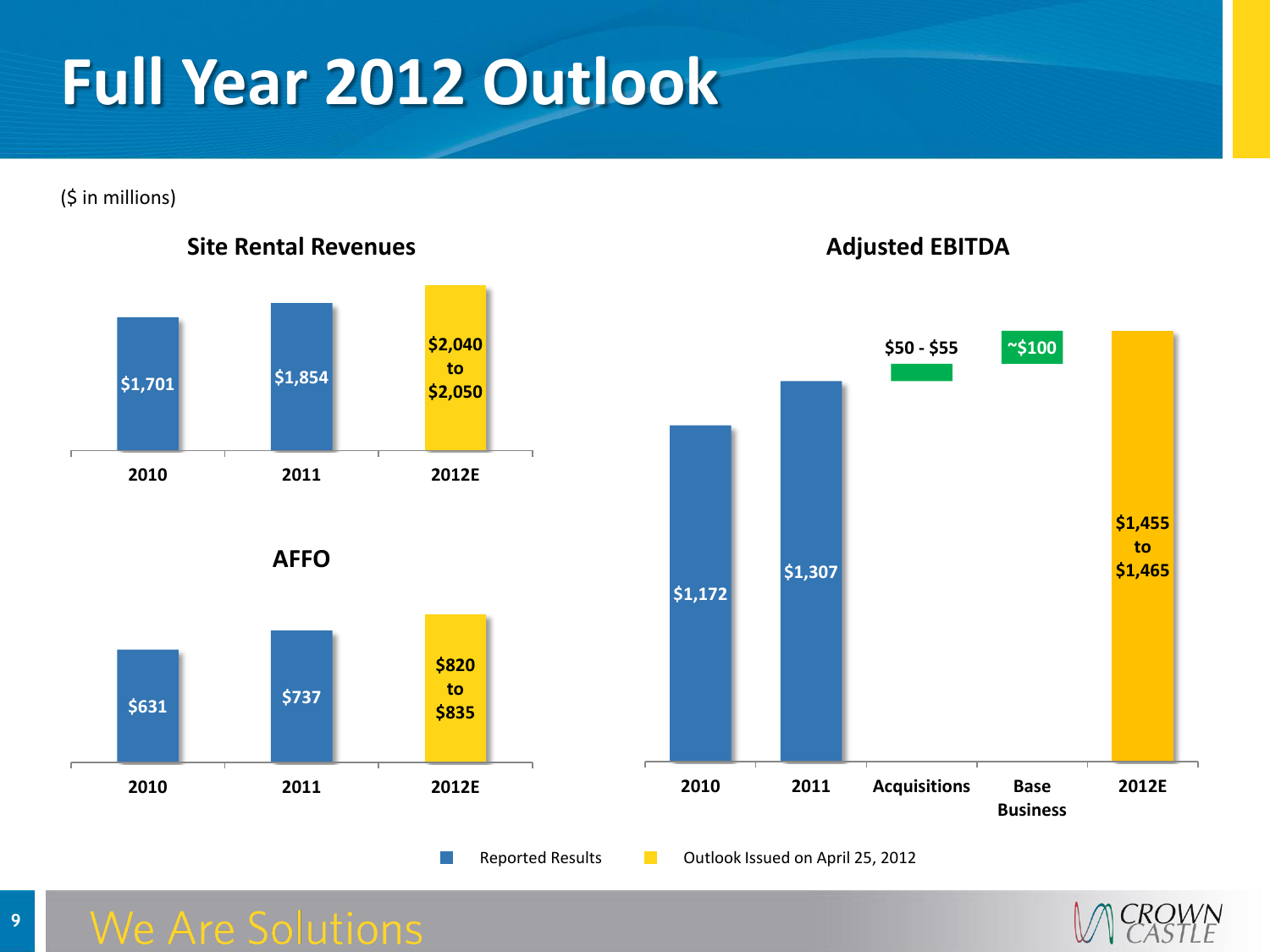# Full Year 2012 Outlook

($ in millions)

## Site Rental Revenues

$1,701
$1,854
$2,040 to $2,050

2010
2011
2012E

## AFFO

$631
$737
$820 to $835

2010
2011
2012E

## Adjusted EBITDA

$1,172
$1,307
$50 - $55
~$100
$1,455 to $1,465

2010
2011
Acquisitions
Base Business
2012E

Reported Results
Outlook Issued on April 25, 2012

We Are Solutions

CROWN CASTLE